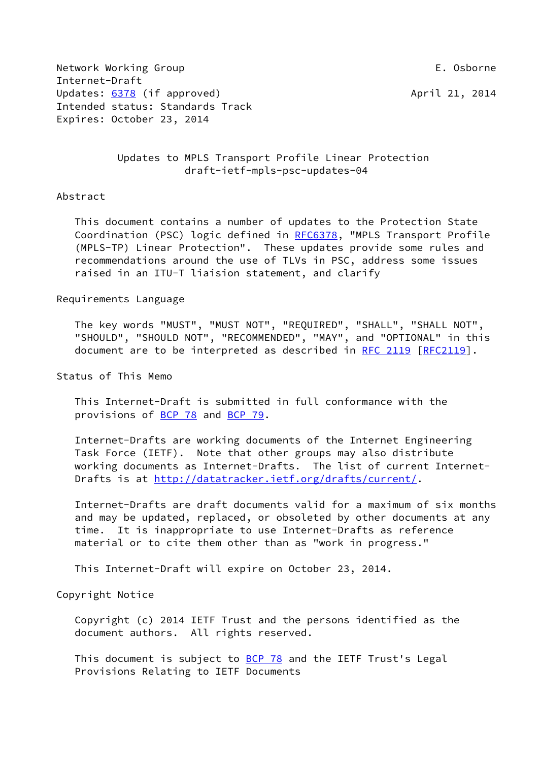Network Working Group E. Osborne
Internet-Draft
Updates: 6378 (if approved) April 21, 2014
Intended status: Standards Track
Expires: October 23, 2014

# Updates to MPLS Transport Profile Linear Protection
draft-ietf-mpls-psc-updates-04

## Abstract

This document contains a number of updates to the Protection State Coordination (PSC) logic defined in RFC6378, "MPLS Transport Profile (MPLS-TP) Linear Protection". These updates provide some rules and recommendations around the use of TLVs in PSC, address some issues raised in an ITU-T liaision statement, and clarify

## Requirements Language

The key words "MUST", "MUST NOT", "REQUIRED", "SHALL", "SHALL NOT", "SHOULD", "SHOULD NOT", "RECOMMENDED", "MAY", and "OPTIONAL" in this document are to be interpreted as described in RFC 2119 [RFC2119].

## Status of This Memo

This Internet-Draft is submitted in full conformance with the provisions of BCP 78 and BCP 79.

Internet-Drafts are working documents of the Internet Engineering Task Force (IETF). Note that other groups may also distribute working documents as Internet-Drafts. The list of current Internet-Drafts is at http://datatracker.ietf.org/drafts/current/.

Internet-Drafts are draft documents valid for a maximum of six months and may be updated, replaced, or obsoleted by other documents at any time. It is inappropriate to use Internet-Drafts as reference material or to cite them other than as "work in progress."

This Internet-Draft will expire on October 23, 2014.

## Copyright Notice

Copyright (c) 2014 IETF Trust and the persons identified as the document authors. All rights reserved.

This document is subject to BCP 78 and the IETF Trust's Legal Provisions Relating to IETF Documents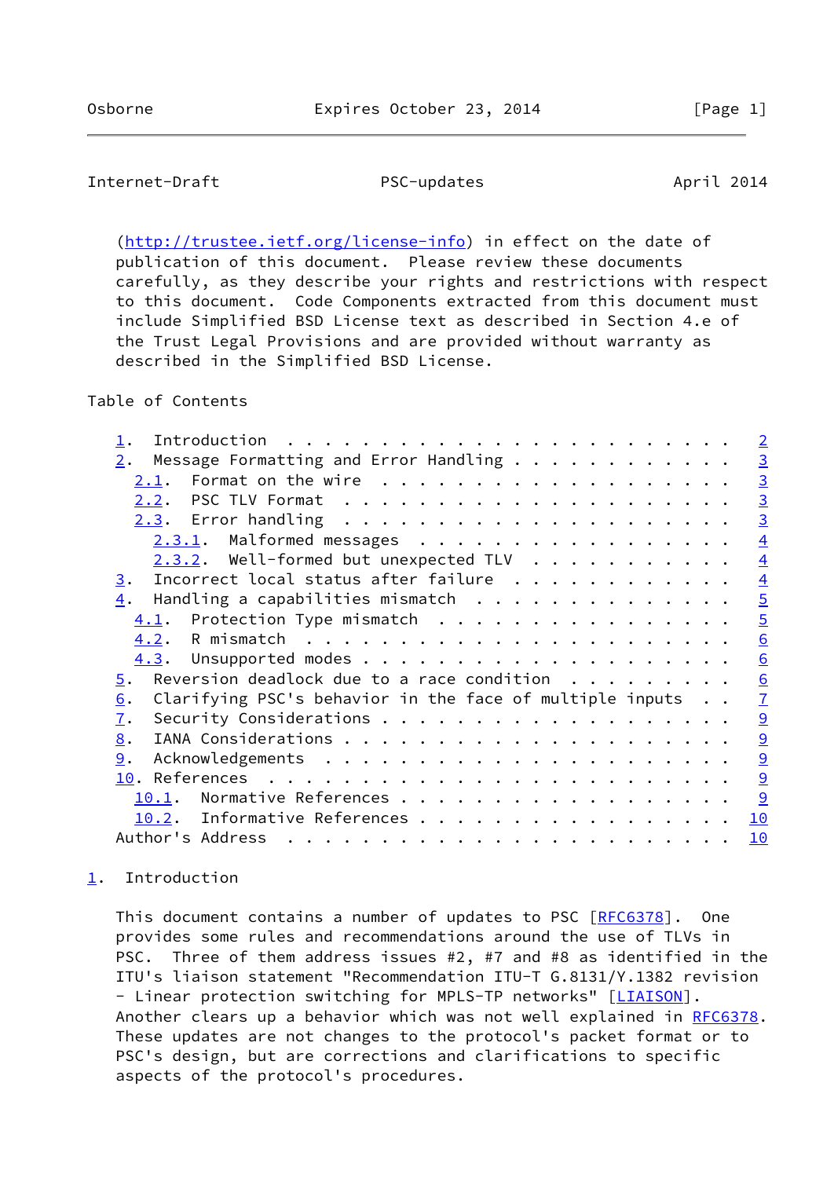(http://trustee.ietf.org/license-info) in effect on the date of publication of this document. Please review these documents carefully, as they describe your rights and restrictions with respect to this document. Code Components extracted from this document must include Simplified BSD License text as described in Section 4.e of the Trust Legal Provisions and are provided without warranty as described in the Simplified BSD License.

Table of Contents

- 1. Introduction . . . . . . . . . . . . . . . . . . . . . . . . 2
- 2. Message Formatting and Error Handling . . . . . . . . . . . . 3
  - 2.1. Format on the wire . . . . . . . . . . . . . . . . . . . 3
  - 2.2. PSC TLV Format . . . . . . . . . . . . . . . . . . . . . 3
  - 2.3. Error handling . . . . . . . . . . . . . . . . . . . . . 3
    - 2.3.1. Malformed messages . . . . . . . . . . . . . . . . . 4
    - 2.3.2. Well-formed but unexpected TLV . . . . . . . . . . . 4
- 3. Incorrect local status after failure . . . . . . . . . . . . 4
- 4. Handling a capabilities mismatch . . . . . . . . . . . . . . 5
  - 4.1. Protection Type mismatch . . . . . . . . . . . . . . . . 5
  - 4.2. R mismatch . . . . . . . . . . . . . . . . . . . . . . . 6
  - 4.3. Unsupported modes . . . . . . . . . . . . . . . . . . . . 6
- 5. Reversion deadlock due to a race condition . . . . . . . . . 6
- 6. Clarifying PSC's behavior in the face of multiple inputs . . 7
- 7. Security Considerations . . . . . . . . . . . . . . . . . . . 9
- 8. IANA Considerations . . . . . . . . . . . . . . . . . . . . . 9
- 9. Acknowledgements . . . . . . . . . . . . . . . . . . . . . . 9
- 10. References . . . . . . . . . . . . . . . . . . . . . . . . . 9
  - 10.1. Normative References . . . . . . . . . . . . . . . . . . 9
  - 10.2. Informative References . . . . . . . . . . . . . . . . . 10
- Author's Address . . . . . . . . . . . . . . . . . . . . . . . . 10

# 1. Introduction

This document contains a number of updates to PSC [RFC6378]. One provides some rules and recommendations around the use of TLVs in PSC. Three of them address issues #2, #7 and #8 as identified in the ITU's liaison statement "Recommendation ITU-T G.8131/Y.1382 revision - Linear protection switching for MPLS-TP networks" [LIAISON]. Another clears up a behavior which was not well explained in RFC6378. These updates are not changes to the protocol's packet format or to PSC's design, but are corrections and clarifications to specific aspects of the protocol's procedures.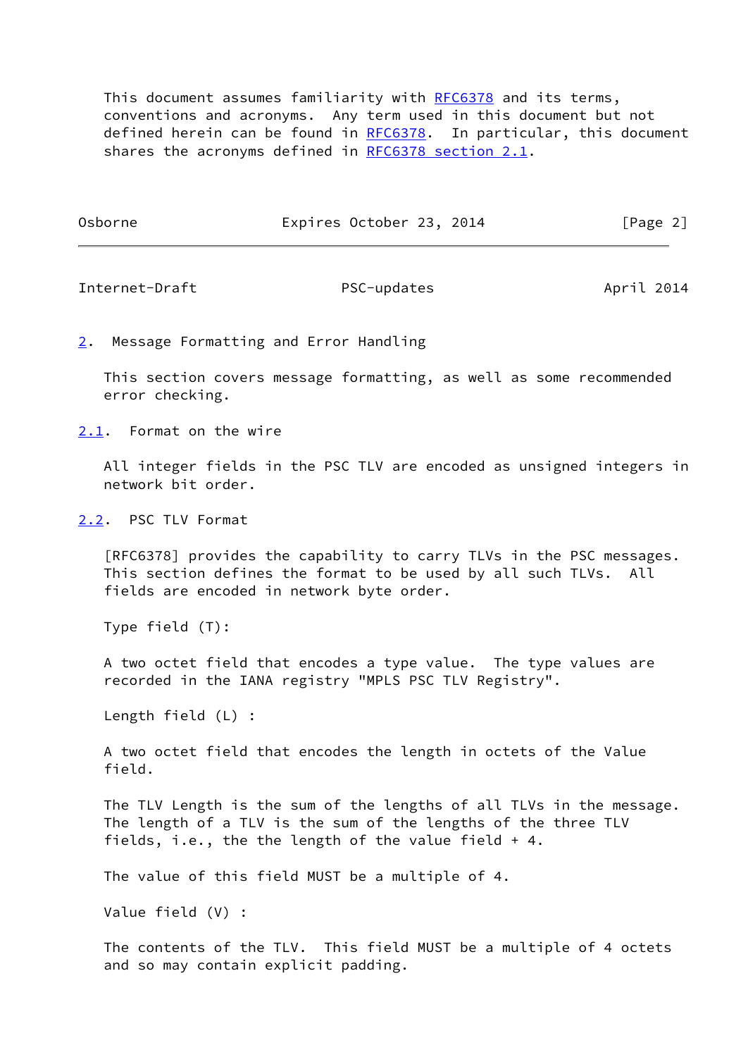This document assumes familiarity with RFC6378 and its terms, conventions and acronyms. Any term used in this document but not defined herein can be found in RFC6378. In particular, this document shares the acronyms defined in RFC6378 section 2.1.

## 2. Message Formatting and Error Handling

This section covers message formatting, as well as some recommended error checking.

### 2.1. Format on the wire

All integer fields in the PSC TLV are encoded as unsigned integers in network bit order.

### 2.2. PSC TLV Format

[RFC6378] provides the capability to carry TLVs in the PSC messages. This section defines the format to be used by all such TLVs. All fields are encoded in network byte order.

Type field (T):

A two octet field that encodes a type value. The type values are recorded in the IANA registry "MPLS PSC TLV Registry".

Length field (L) :

A two octet field that encodes the length in octets of the Value field.

The TLV Length is the sum of the lengths of all TLVs in the message. The length of a TLV is the sum of the lengths of the three TLV fields, i.e., the the length of the value field + 4.

The value of this field MUST be a multiple of 4.

Value field (V) :

The contents of the TLV. This field MUST be a multiple of 4 octets and so may contain explicit padding.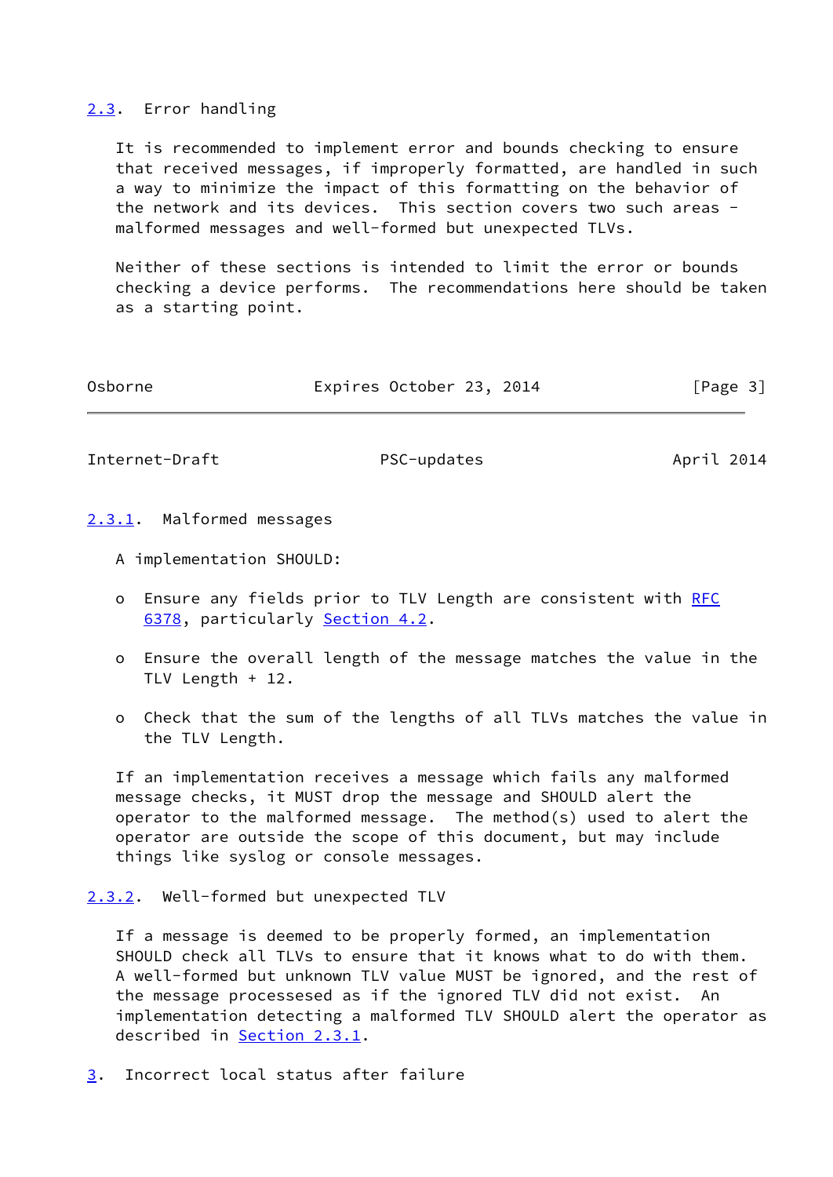### 2.3. Error handling

It is recommended to implement error and bounds checking to ensure that received messages, if improperly formatted, are handled in such a way to minimize the impact of this formatting on the behavior of the network and its devices. This section covers two such areas - malformed messages and well-formed but unexpected TLVs.

Neither of these sections is intended to limit the error or bounds checking a device performs. The recommendations here should be taken as a starting point.

#### 2.3.1. Malformed messages

A implementation SHOULD:

- Ensure any fields prior to TLV Length are consistent with RFC 6378, particularly Section 4.2.
- Ensure the overall length of the message matches the value in the TLV Length + 12.
- Check that the sum of the lengths of all TLVs matches the value in the TLV Length.

If an implementation receives a message which fails any malformed message checks, it MUST drop the message and SHOULD alert the operator to the malformed message. The method(s) used to alert the operator are outside the scope of this document, but may include things like syslog or console messages.

#### 2.3.2. Well-formed but unexpected TLV

If a message is deemed to be properly formed, an implementation SHOULD check all TLVs to ensure that it knows what to do with them. A well-formed but unknown TLV value MUST be ignored, and the rest of the message processesed as if the ignored TLV did not exist. An implementation detecting a malformed TLV SHOULD alert the operator as described in Section 2.3.1.

## 3. Incorrect local status after failure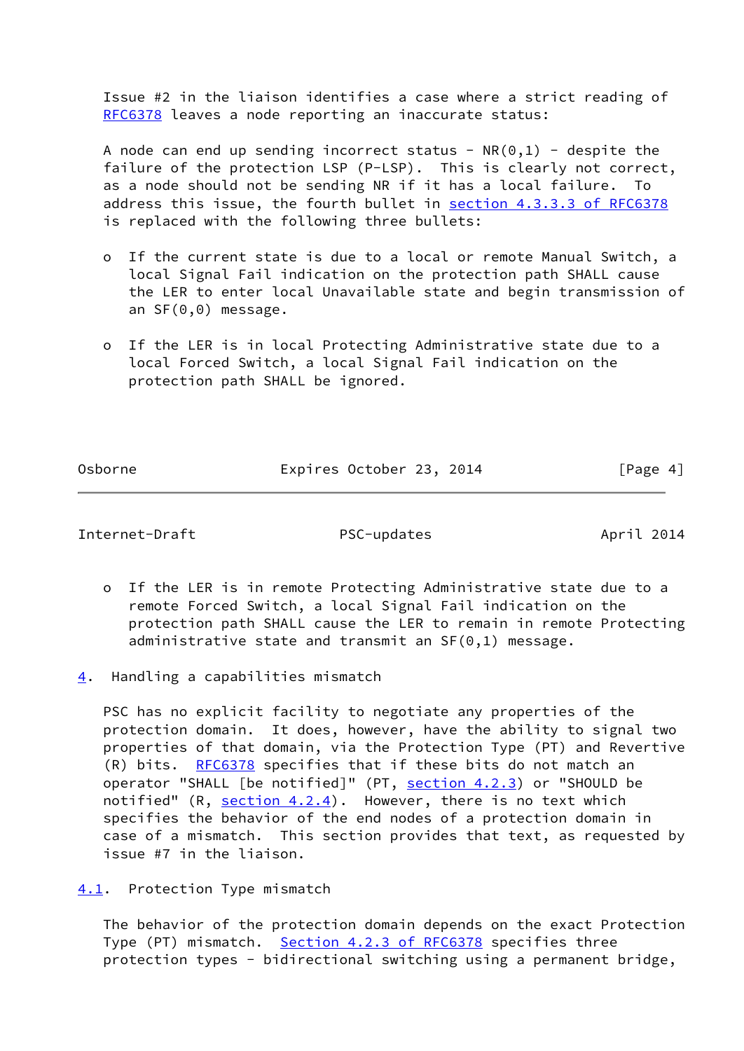Issue #2 in the liaison identifies a case where a strict reading of RFC6378 leaves a node reporting an inaccurate status:

A node can end up sending incorrect status - NR(0,1) - despite the failure of the protection LSP (P-LSP). This is clearly not correct, as a node should not be sending NR if it has a local failure. To address this issue, the fourth bullet in section 4.3.3.3 of RFC6378 is replaced with the following three bullets:

- If the current state is due to a local or remote Manual Switch, a local Signal Fail indication on the protection path SHALL cause the LER to enter local Unavailable state and begin transmission of an SF(0,0) message.

- If the LER is in local Protecting Administrative state due to a local Forced Switch, a local Signal Fail indication on the protection path SHALL be ignored.

- If the LER is in remote Protecting Administrative state due to a remote Forced Switch, a local Signal Fail indication on the protection path SHALL cause the LER to remain in remote Protecting administrative state and transmit an SF(0,1) message.

## 4. Handling a capabilities mismatch

PSC has no explicit facility to negotiate any properties of the protection domain. It does, however, have the ability to signal two properties of that domain, via the Protection Type (PT) and Revertive (R) bits. RFC6378 specifies that if these bits do not match an operator "SHALL [be notified]" (PT, section 4.2.3) or "SHOULD be notified" (R, section 4.2.4). However, there is no text which specifies the behavior of the end nodes of a protection domain in case of a mismatch. This section provides that text, as requested by issue #7 in the liaison.

### 4.1. Protection Type mismatch

The behavior of the protection domain depends on the exact Protection Type (PT) mismatch. Section 4.2.3 of RFC6378 specifies three protection types - bidirectional switching using a permanent bridge,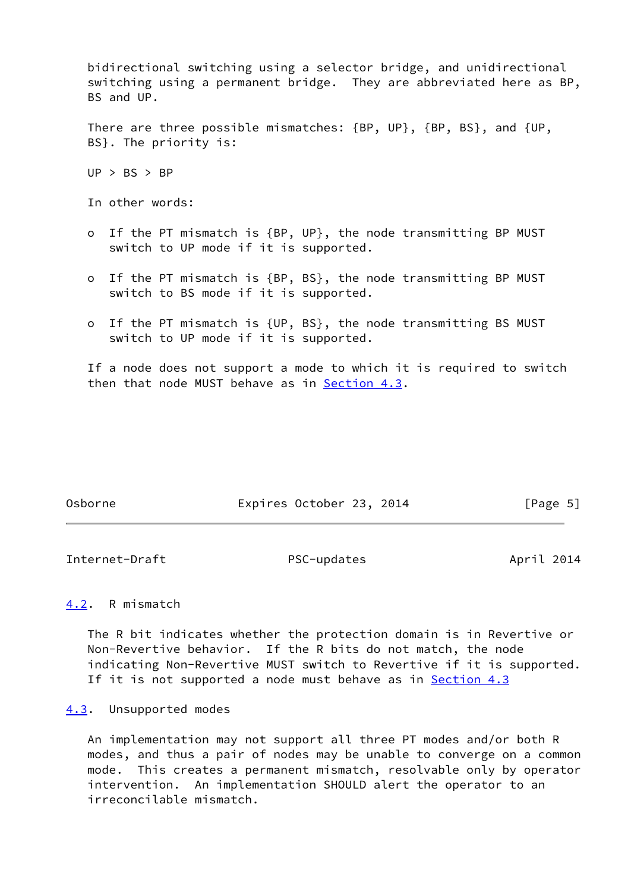bidirectional switching using a selector bridge, and unidirectional switching using a permanent bridge. They are abbreviated here as BP, BS and UP.

There are three possible mismatches: {BP, UP}, {BP, BS}, and {UP, BS}. The priority is:

UP > BS > BP

In other words:

- If the PT mismatch is {BP, UP}, the node transmitting BP MUST switch to UP mode if it is supported.
- If the PT mismatch is {BP, BS}, the node transmitting BP MUST switch to BS mode if it is supported.
- If the PT mismatch is {UP, BS}, the node transmitting BS MUST switch to UP mode if it is supported.

If a node does not support a mode to which it is required to switch then that node MUST behave as in Section 4.3.

### 4.2. R mismatch

The R bit indicates whether the protection domain is in Revertive or Non-Revertive behavior. If the R bits do not match, the node indicating Non-Revertive MUST switch to Revertive if it is supported. If it is not supported a node must behave as in Section 4.3

### 4.3. Unsupported modes

An implementation may not support all three PT modes and/or both R modes, and thus a pair of nodes may be unable to converge on a common mode. This creates a permanent mismatch, resolvable only by operator intervention. An implementation SHOULD alert the operator to an irreconcilable mismatch.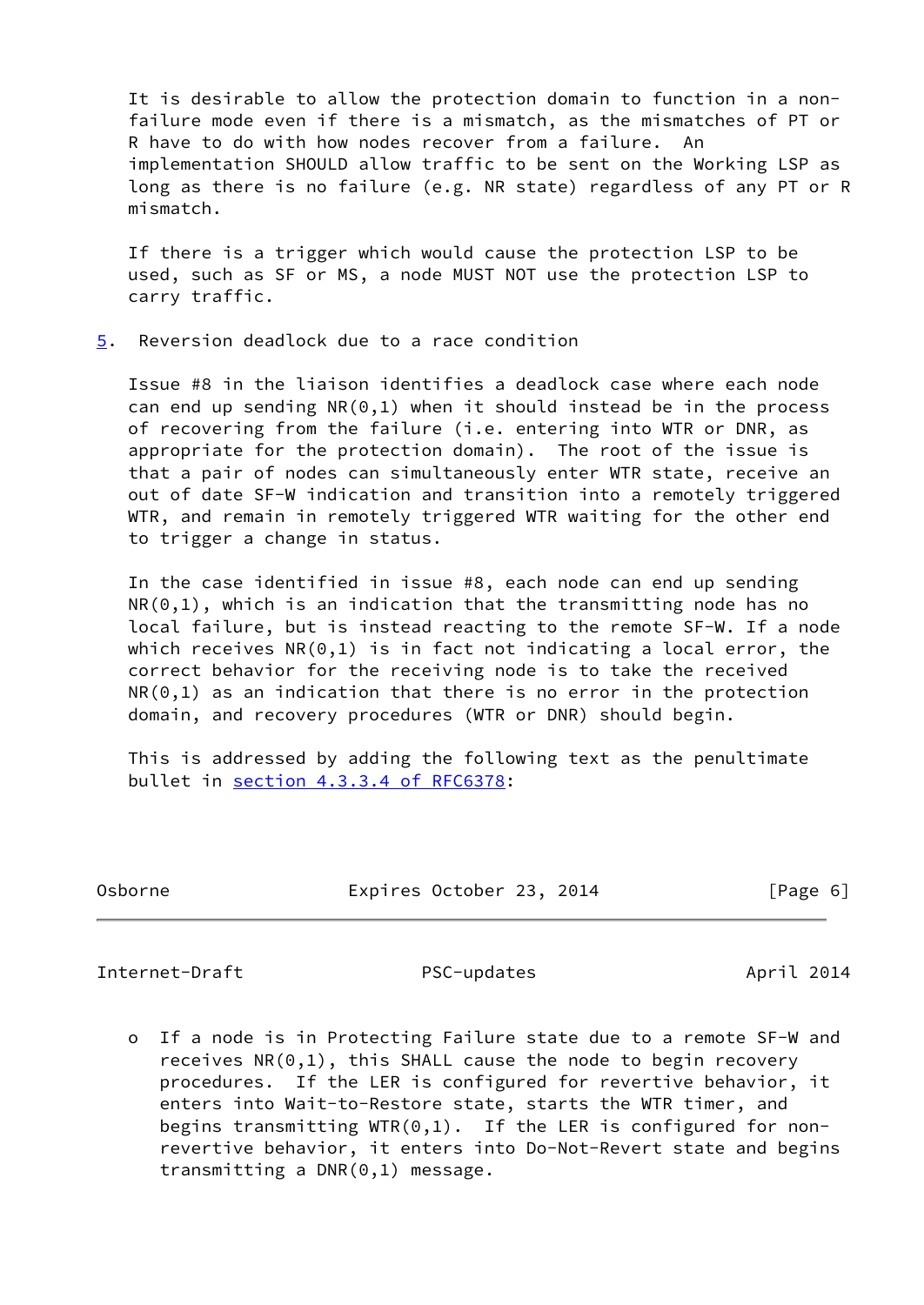It is desirable to allow the protection domain to function in a non-failure mode even if there is a mismatch, as the mismatches of PT or R have to do with how nodes recover from a failure. An implementation SHOULD allow traffic to be sent on the Working LSP as long as there is no failure (e.g. NR state) regardless of any PT or R mismatch.

If there is a trigger which would cause the protection LSP to be used, such as SF or MS, a node MUST NOT use the protection LSP to carry traffic.

## 5. Reversion deadlock due to a race condition

Issue #8 in the liaison identifies a deadlock case where each node can end up sending NR(0,1) when it should instead be in the process of recovering from the failure (i.e. entering into WTR or DNR, as appropriate for the protection domain). The root of the issue is that a pair of nodes can simultaneously enter WTR state, receive an out of date SF-W indication and transition into a remotely triggered WTR, and remain in remotely triggered WTR waiting for the other end to trigger a change in status.

In the case identified in issue #8, each node can end up sending NR(0,1), which is an indication that the transmitting node has no local failure, but is instead reacting to the remote SF-W. If a node which receives NR(0,1) is in fact not indicating a local error, the correct behavior for the receiving node is to take the received NR(0,1) as an indication that there is no error in the protection domain, and recovery procedures (WTR or DNR) should begin.

This is addressed by adding the following text as the penultimate bullet in section 4.3.3.4 of RFC6378:

- o If a node is in Protecting Failure state due to a remote SF-W and receives NR(0,1), this SHALL cause the node to begin recovery procedures. If the LER is configured for revertive behavior, it enters into Wait-to-Restore state, starts the WTR timer, and begins transmitting WTR(0,1). If the LER is configured for non-revertive behavior, it enters into Do-Not-Revert state and begins transmitting a DNR(0,1) message.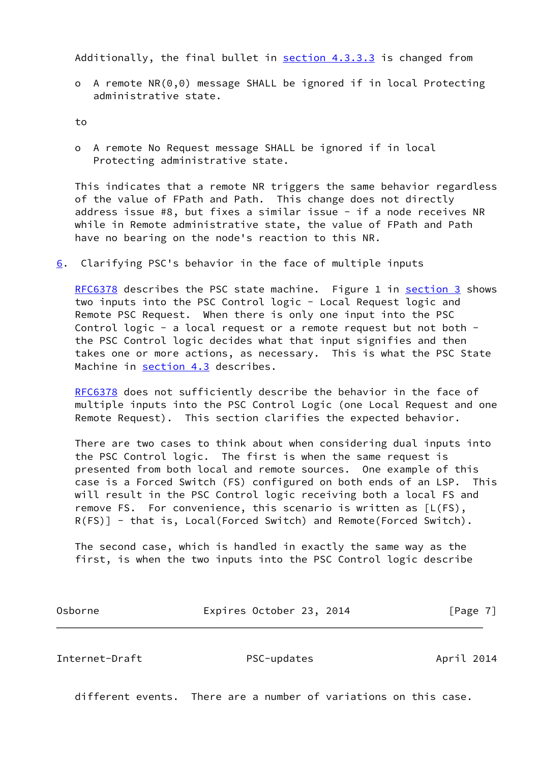Additionally, the final bullet in section 4.3.3.3 is changed from

- A remote NR(0,0) message SHALL be ignored if in local Protecting administrative state.

to

- A remote No Request message SHALL be ignored if in local Protecting administrative state.

This indicates that a remote NR triggers the same behavior regardless of the value of FPath and Path. This change does not directly address issue #8, but fixes a similar issue - if a node receives NR while in Remote administrative state, the value of FPath and Path have no bearing on the node's reaction to this NR.

## 6. Clarifying PSC's behavior in the face of multiple inputs

RFC6378 describes the PSC state machine. Figure 1 in section 3 shows two inputs into the PSC Control logic - Local Request logic and Remote PSC Request. When there is only one input into the PSC Control logic - a local request or a remote request but not both - the PSC Control logic decides what that input signifies and then takes one or more actions, as necessary. This is what the PSC State Machine in section 4.3 describes.

RFC6378 does not sufficiently describe the behavior in the face of multiple inputs into the PSC Control Logic (one Local Request and one Remote Request). This section clarifies the expected behavior.

There are two cases to think about when considering dual inputs into the PSC Control logic. The first is when the same request is presented from both local and remote sources. One example of this case is a Forced Switch (FS) configured on both ends of an LSP. This will result in the PSC Control logic receiving both a local FS and remove FS. For convenience, this scenario is written as [L(FS), R(FS)] - that is, Local(Forced Switch) and Remote(Forced Switch).

The second case, which is handled in exactly the same way as the first, is when the two inputs into the PSC Control logic describe different events. There are a number of variations on this case.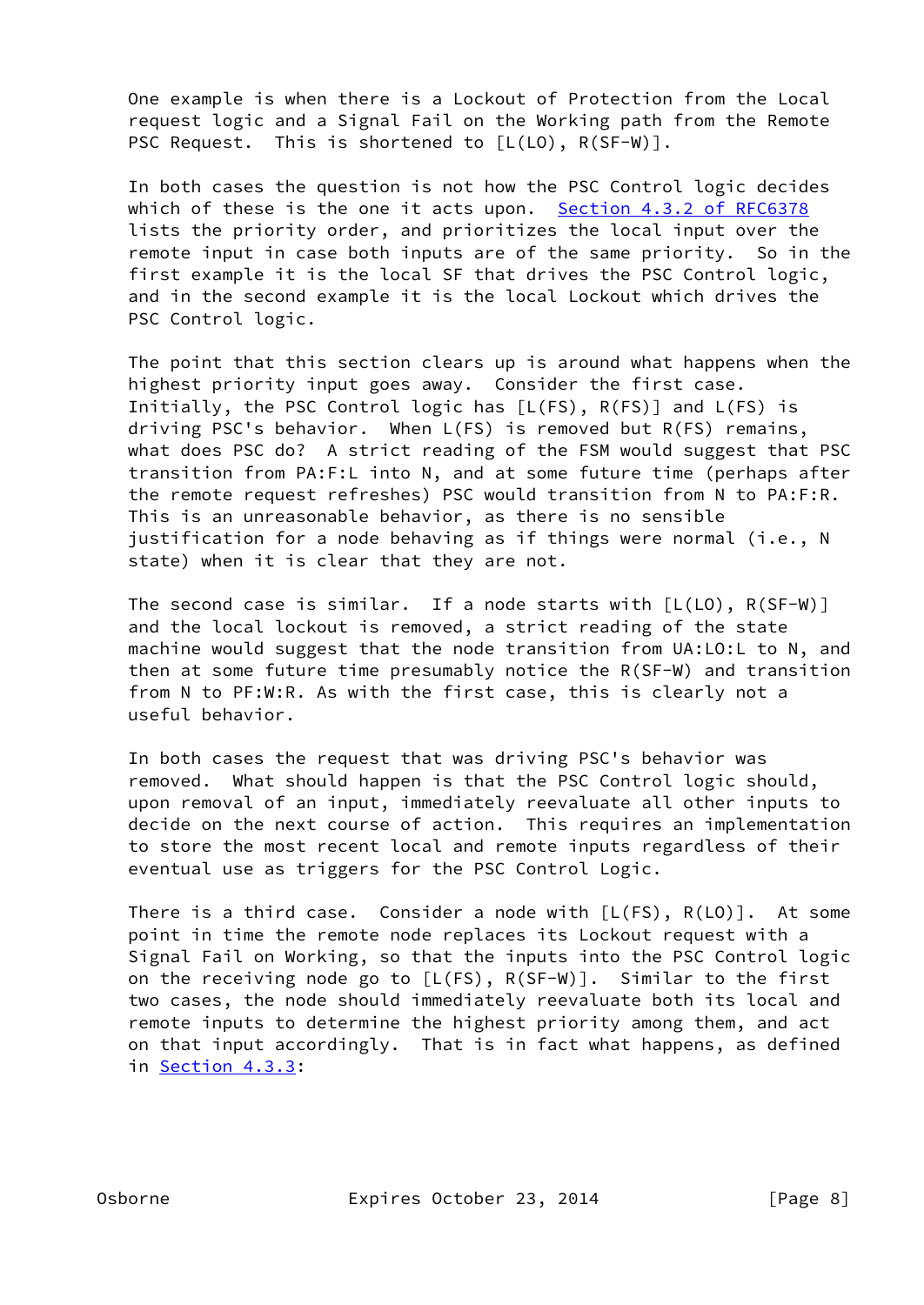One example is when there is a Lockout of Protection from the Local request logic and a Signal Fail on the Working path from the Remote PSC Request. This is shortened to [L(LO), R(SF-W)].

In both cases the question is not how the PSC Control logic decides which of these is the one it acts upon. Section 4.3.2 of RFC6378 lists the priority order, and prioritizes the local input over the remote input in case both inputs are of the same priority. So in the first example it is the local SF that drives the PSC Control logic, and in the second example it is the local Lockout which drives the PSC Control logic.

The point that this section clears up is around what happens when the highest priority input goes away. Consider the first case. Initially, the PSC Control logic has [L(FS), R(FS)] and L(FS) is driving PSC's behavior. When L(FS) is removed but R(FS) remains, what does PSC do? A strict reading of the FSM would suggest that PSC transition from PA:F:L into N, and at some future time (perhaps after the remote request refreshes) PSC would transition from N to PA:F:R. This is an unreasonable behavior, as there is no sensible justification for a node behaving as if things were normal (i.e., N state) when it is clear that they are not.

The second case is similar. If a node starts with [L(LO), R(SF-W)] and the local lockout is removed, a strict reading of the state machine would suggest that the node transition from UA:LO:L to N, and then at some future time presumably notice the R(SF-W) and transition from N to PF:W:R. As with the first case, this is clearly not a useful behavior.

In both cases the request that was driving PSC's behavior was removed. What should happen is that the PSC Control logic should, upon removal of an input, immediately reevaluate all other inputs to decide on the next course of action. This requires an implementation to store the most recent local and remote inputs regardless of their eventual use as triggers for the PSC Control Logic.

There is a third case. Consider a node with [L(FS), R(LO)]. At some point in time the remote node replaces its Lockout request with a Signal Fail on Working, so that the inputs into the PSC Control logic on the receiving node go to [L(FS), R(SF-W)]. Similar to the first two cases, the node should immediately reevaluate both its local and remote inputs to determine the highest priority among them, and act on that input accordingly. That is in fact what happens, as defined in Section 4.3.3: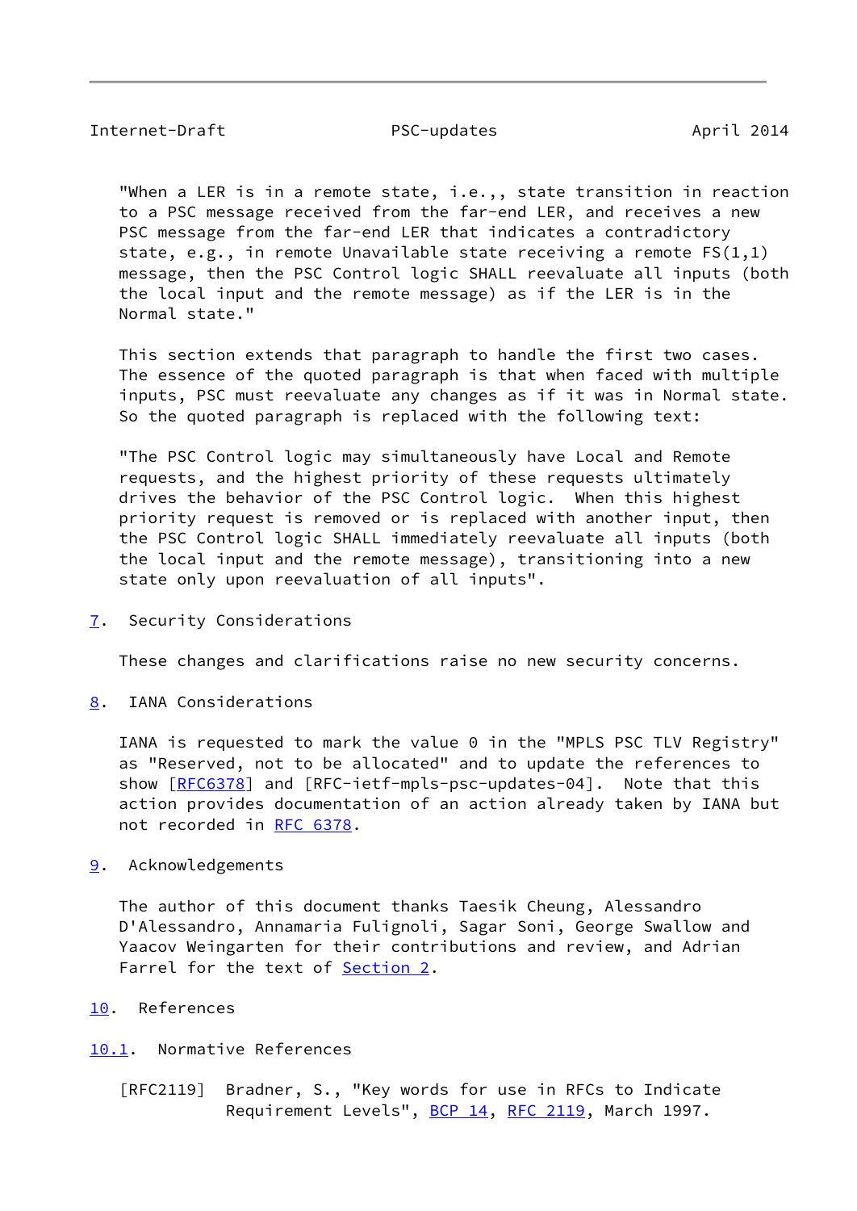"When a LER is in a remote state, i.e.,, state transition in reaction to a PSC message received from the far-end LER, and receives a new PSC message from the far-end LER that indicates a contradictory state, e.g., in remote Unavailable state receiving a remote FS(1,1) message, then the PSC Control logic SHALL reevaluate all inputs (both the local input and the remote message) as if the LER is in the Normal state."

This section extends that paragraph to handle the first two cases. The essence of the quoted paragraph is that when faced with multiple inputs, PSC must reevaluate any changes as if it was in Normal state. So the quoted paragraph is replaced with the following text:

"The PSC Control logic may simultaneously have Local and Remote requests, and the highest priority of these requests ultimately drives the behavior of the PSC Control logic.  When this highest priority request is removed or is replaced with another input, then the PSC Control logic SHALL immediately reevaluate all inputs (both the local input and the remote message), transitioning into a new state only upon reevaluation of all inputs".

## 7. Security Considerations

These changes and clarifications raise no new security concerns.

## 8. IANA Considerations

IANA is requested to mark the value 0 in the "MPLS PSC TLV Registry" as "Reserved, not to be allocated" and to update the references to show [RFC6378] and [RFC-ietf-mpls-psc-updates-04].  Note that this action provides documentation of an action already taken by IANA but not recorded in RFC 6378.

## 9. Acknowledgements

The author of this document thanks Taesik Cheung, Alessandro D'Alessandro, Annamaria Fulignoli, Sagar Soni, George Swallow and Yaacov Weingarten for their contributions and review, and Adrian Farrel for the text of Section 2.

## 10. References

### 10.1. Normative References

[RFC2119]  Bradner, S., "Key words for use in RFCs to Indicate Requirement Levels", BCP 14, RFC 2119, March 1997.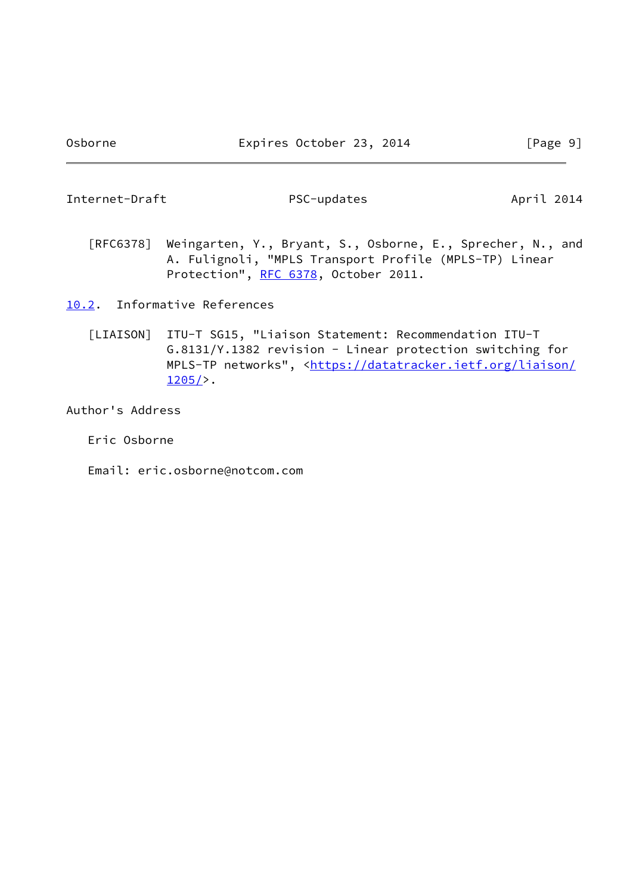[RFC6378] Weingarten, Y., Bryant, S., Osborne, E., Sprecher, N., and A. Fulignoli, "MPLS Transport Profile (MPLS-TP) Linear Protection", RFC 6378, October 2011.

### 10.2. Informative References

[LIAISON] ITU-T SG15, "Liaison Statement: Recommendation ITU-T G.8131/Y.1382 revision - Linear protection switching for MPLS-TP networks", <https://datatracker.ietf.org/liaison/1205/>.

## Author's Address

Eric Osborne

Email: eric.osborne@notcom.com